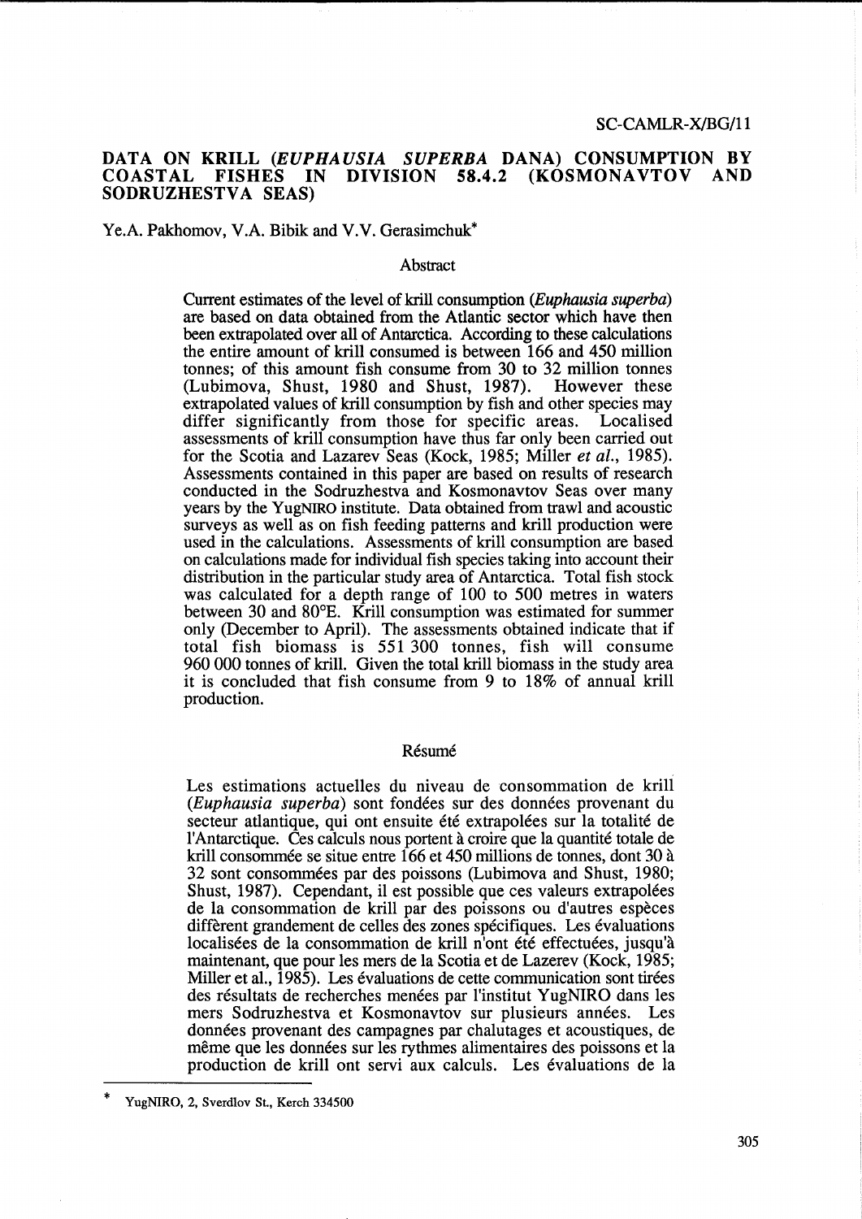# DATA ON KRILL (*EUPHAUSIA SUPERBA* DANA) CONSUMPTION BY COASTAL FISHES IN DIVISION 58.4.2 (KOSMONAVTOV AND SODRUZHESTVA SEAS)

Ye.A. Pakhomov, V.A. Bibik and V.V. Gerasimchuk*

## Abstract

Current estimates of the level of krill consumption (*Euphausia superba*) are based on data obtained from the Atlantic sector which have then been extrapolated over all of Antarctica. According to these calculations the entire amount of krill consumed is between 166 and 450 million tonnes; of this amount fish consume from 30 to 32 million tonnes (Lubimova, Shust, 1980 and Shust, 1987). However these extrapolated values of krill consumption by fish and other species may differ significantly from those for specific areas. Localised assessments of krill consumption have thus far only been carried out for the Scotia and Lazarev Seas (Kock, 1985; Miller *et al.*, 1985). Assessments contained in this paper are based on results of research conducted in the Sodruzhestva and Kosmonavtov Seas over many years by the YugNIRO institute. Data obtained from trawl and acoustic surveys as well as on fish feeding patterns and krill production were used in the calculations. Assessments of krill consumption are based on calculations made for individual fish species taking into account their distribution in the particular study area of Antarctica. Total fish stock was calculated for a depth range of 100 to 500 metres in waters between 30 and 80°E. Krill consumption was estimated for summer only (December to April). The assessments obtained indicate that if total fish biomass is 551 300 tonnes, fish will consume 960 000 tonnes of krill. Given the total krill biomass in the study area it is concluded that fish consume from 9 to 18% of annual krill production.

## Résumé

Les estimations actuelles du niveau de consommation de krill (*Euphausia superba*) sont fondées sur des données provenant du secteur atlantique, qui ont ensuite été extrapolées sur la totalité de l'Antarctique. Ces calculs nous portent à croire que la quantité totale de krill consommée se situe entre 166 et 450 millions de tonnes, dont 30 à 32 sont consommées par des poissons (Lubimova and Shust, 1980; Shust, 1987). Cependant, il est possible que ces valeurs extrapolées de la consommation de krill par des poissons ou d'autres espèces diffèrent grandement de celles des zones spécifiques. Les évaluations localisées de la consommation de krill n'ont été effectuées, jusqu'à maintenant, que pour les mers de la Scotia et de Lazerev (Kock, 1985; Miller et al., 1985). Les évaluations de cette communication sont tirées des résultats de recherches menées par l'institut YugNIRO dans les mers Sodruzhestva et Kosmonavtov sur plusieurs années. Les données provenant des campagnes par chalutages et acoustiques, de même que les données sur les rythmes alimentaires des poissons et la production de krill ont servi aux calculs. Les évaluations de la

---

\* YugNIRO, 2, Sverdlov St., Kerch 334500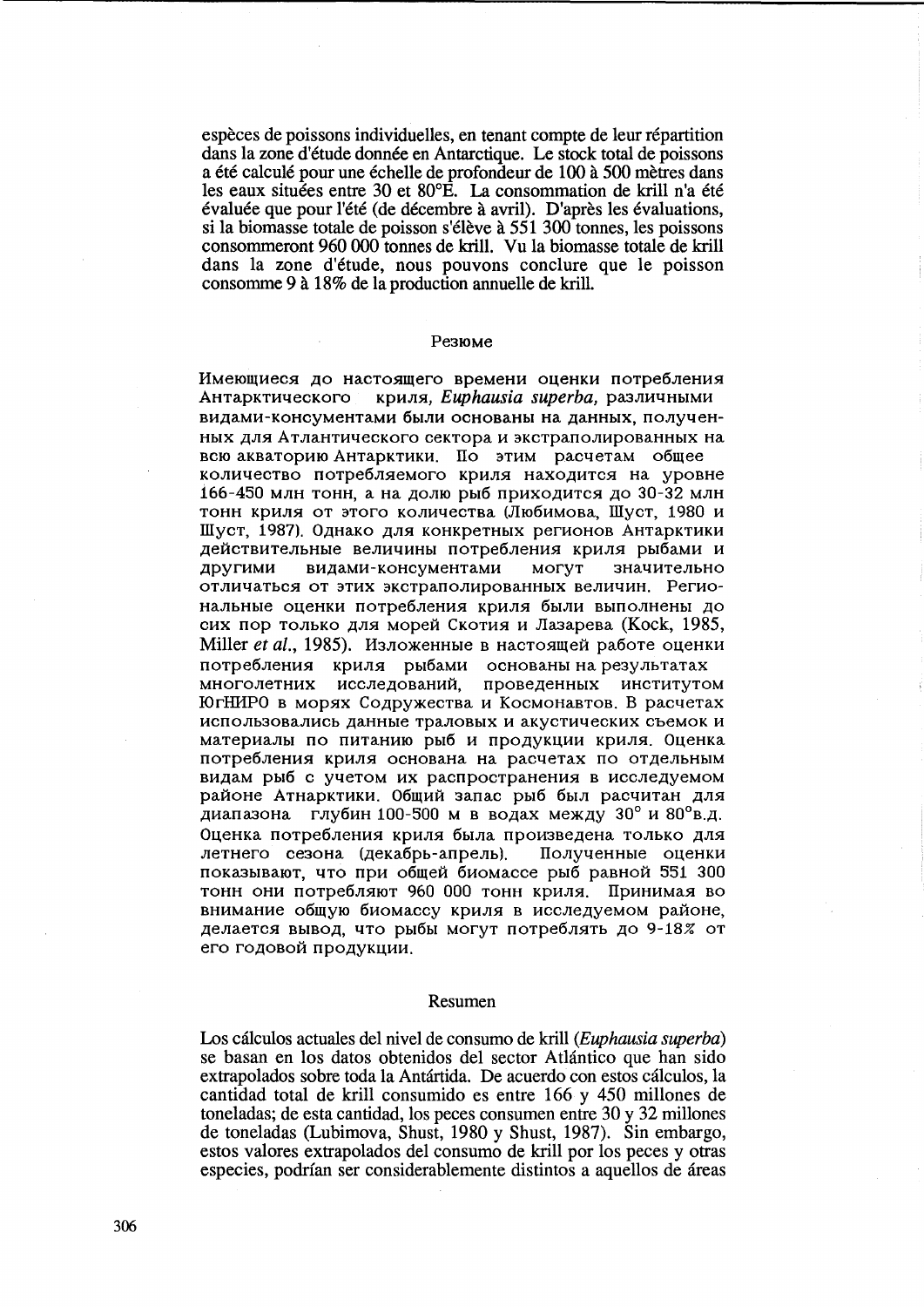espèces de poissons individuelles, en tenant compte de leur répartition dans la zone d'étude donnée en Antarctique. Le stock total de poissons a été calculé pour une échelle de profondeur de 100 à 500 mètres dans les eaux situées entre 30 et 80°E. La consommation de krill n'a été évaluée que pour l'été (de décembre à avril). D'après les évaluations, si la biomasse totale de poisson s'élève à 551 300 tonnes, les poissons consommeront 960 000 tonnes de krill. Vu la biomasse totale de krill dans la zone d'étude, nous pouvons conclure que le poisson consomme 9 à 18% de la production annuelle de krill.

## Резюме

Имеющиеся до настоящего времени оценки потребления Антарктического криля, *Euphausia superba*, различными видами-консументами были основаны на данных, полученных для Атлантического сектора и экстраполированных на всю акваторию Антарктики. По этим расчетам общее количество потребляемого криля находится на уровне 166-450 млн тонн, а на долю рыб приходится до 30-32 млн тонн криля от этого количества (Любимова, Шуст, 1980 и Шуст, 1987). Однако для конкретных регионов Антарктики действительные величины потребления криля рыбами и другими видами-консументами могут значительно отличаться от этих экстраполированных величин. Региональные оценки потребления криля были выполнены до сих пор только для морей Скотия и Лазарева (Kock, 1985, Miller *et al.*, 1985). Изложенные в настоящей работе оценки потребления криля рыбами основаны на результатах многолетних исследований, проведенных институтом ЮгНИРО в морях Содружества и Космонавтов. В расчетах использовались данные траловых и акустических съемок и материалы по питанию рыб и продукции криля. Оценка потребления криля основана на расчетах по отдельным видам рыб с учетом их распространения в исследуемом районе Атнарктики. Общий запас рыб был расчитан для диапазона глубин 100-500 м в водах между 30° и 80°в.д. Оценка потребления криля была произведена только для летнего сезона (декабрь-апрель). Полученные оценки показывают, что при общей биомассе рыб равной 551 300 тонн они потребляют 960 000 тонн криля. Принимая во внимание общую биомассу криля в исследуемом районе, делается вывод, что рыбы могут потреблять до 9-18% от его годовой продукции.

## Resumen

Los cálculos actuales del nivel de consumo de krill (*Euphausia superba*) se basan en los datos obtenidos del sector Atlántico que han sido extrapolados sobre toda la Antártida. De acuerdo con estos cálculos, la cantidad total de krill consumido es entre 166 y 450 millones de toneladas; de esta cantidad, los peces consumen entre 30 y 32 millones de toneladas (Lubimova, Shust, 1980 y Shust, 1987). Sin embargo, estos valores extrapolados del consumo de krill por los peces y otras especies, podrían ser considerablemente distintos a aquellos de áreas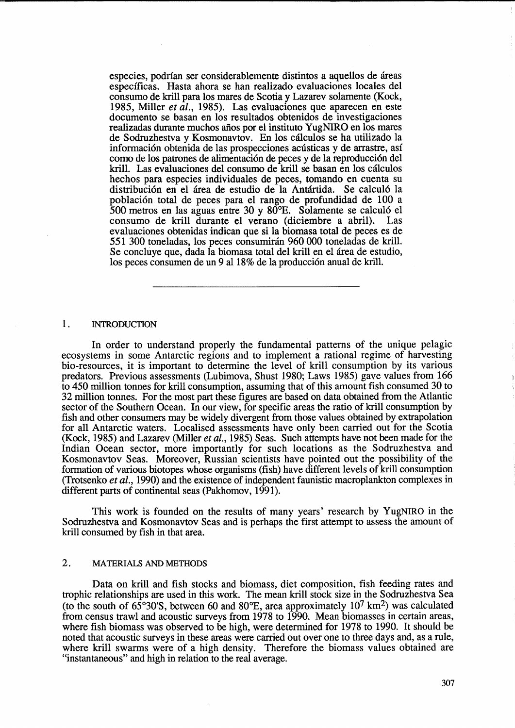especies, podrían ser considerablemente distintos a aquellos de áreas específicas. Hasta ahora se han realizado evaluaciones locales del consumo de krill para los mares de Scotia y Lazarev solamente (Kock, 1985, Miller *et al.*, 1985). Las evaluaciones que aparecen en este documento se basan en los resultados obtenidos de investigaciones realizadas durante muchos años por el instituto YugNIRO en los mares de Sodruzhestva y Kosmonavtov. En los cálculos se ha utilizado la información obtenida de las prospecciones acústicas y de arrastre, así como de los patrones de alimentación de peces y de la reproducción del krill. Las evaluaciones del consumo de krill se basan en los cálculos hechos para especies individuales de peces, tomando en cuenta su distribución en el área de estudio de la Antártida. Se calculó la población total de peces para el rango de profundidad de 100 a 500 metros en las aguas entre 30 y 80°E. Solamente se calculó el consumo de krill durante el verano (diciembre a abril). Las evaluaciones obtenidas indican que si la biomasa total de peces es de 551 300 toneladas, los peces consumirán 960 000 toneladas de krill. Se concluye que, dada la biomasa total del krill en el área de estudio, los peces consumen de un 9 al 18% de la producción anual de krill.

---

## 1. INTRODUCTION

In order to understand properly the fundamental patterns of the unique pelagic ecosystems in some Antarctic regions and to implement a rational regime of harvesting bio-resources, it is important to determine the level of krill consumption by its various predators. Previous assessments (Lubimova, Shust 1980; Laws 1985) gave values from 166 to 450 million tonnes for krill consumption, assuming that of this amount fish consumed 30 to 32 million tonnes. For the most part these figures are based on data obtained from the Atlantic sector of the Southern Ocean. In our view, for specific areas the ratio of krill consumption by fish and other consumers may be widely divergent from those values obtained by extrapolation for all Antarctic waters. Localised assessments have only been carried out for the Scotia (Kock, 1985) and Lazarev (Miller *et al.*, 1985) Seas. Such attempts have not been made for the Indian Ocean sector, more importantly for such locations as the Sodruzhestva and Kosmonavtov Seas. Moreover, Russian scientists have pointed out the possibility of the formation of various biotopes whose organisms (fish) have different levels of krill consumption (Trotsenko *et al.*, 1990) and the existence of independent faunistic macroplankton complexes in different parts of continental seas (Pakhomov, 1991).

This work is founded on the results of many years' research by YugNIRO in the Sodruzhestva and Kosmonavtov Seas and is perhaps the first attempt to assess the amount of krill consumed by fish in that area.

## 2. MATERIALS AND METHODS

Data on krill and fish stocks and biomass, diet composition, fish feeding rates and trophic relationships are used in this work. The mean krill stock size in the Sodruzhestva Sea (to the south of 65°30'S, between 60 and 80°E, area approximately $10^7$ km$^2$) was calculated from census trawl and acoustic surveys from 1978 to 1990. Mean biomasses in certain areas, where fish biomass was observed to be high, were determined for 1978 to 1990. It should be noted that acoustic surveys in these areas were carried out over one to three days and, as a rule, where krill swarms were of a high density. Therefore the biomass values obtained are "instantaneous" and high in relation to the real average.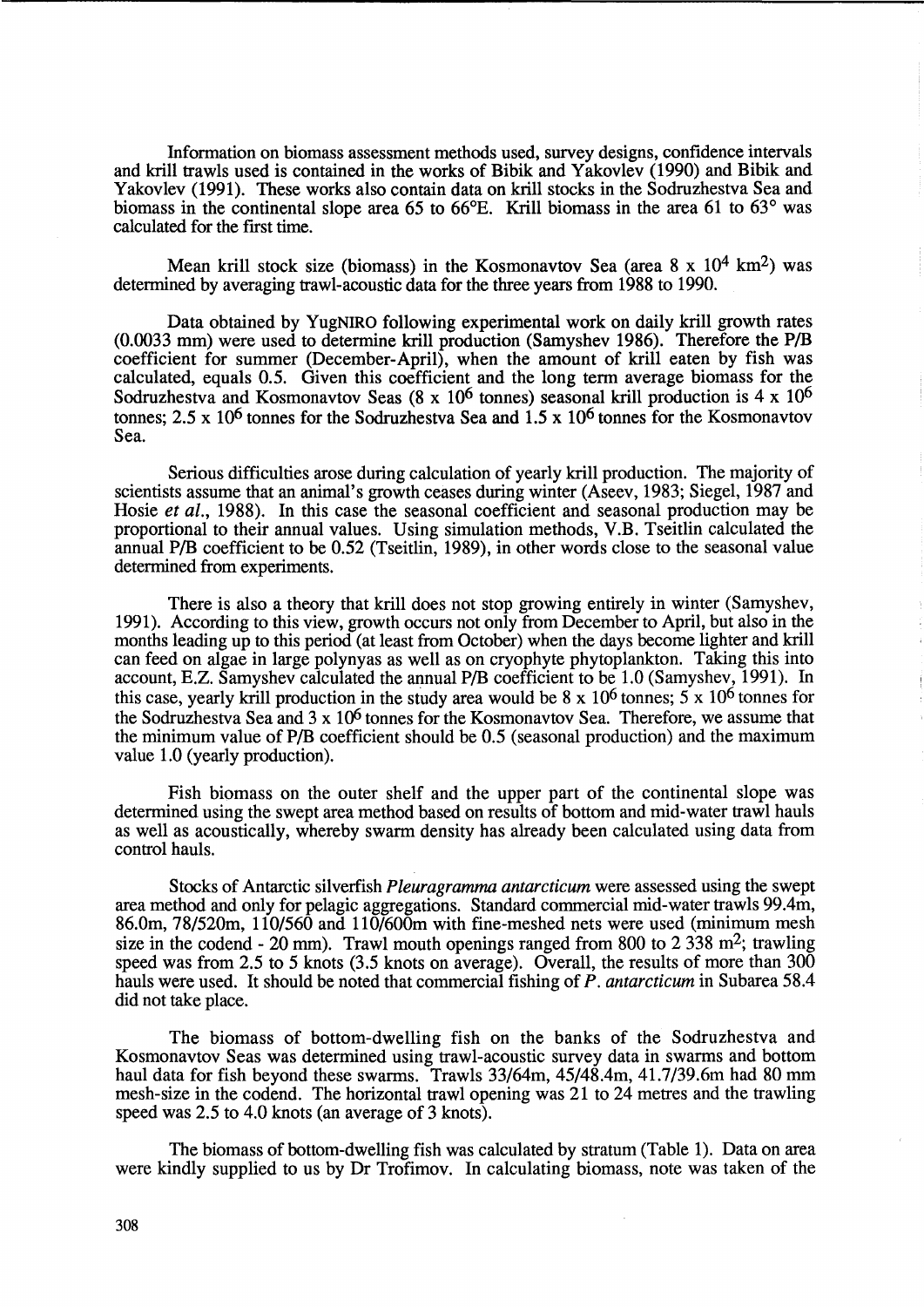Information on biomass assessment methods used, survey designs, confidence intervals and krill trawls used is contained in the works of Bibik and Yakovlev (1990) and Bibik and Yakovlev (1991). These works also contain data on krill stocks in the Sodruzhestva Sea and biomass in the continental slope area 65 to 66°E. Krill biomass in the area 61 to 63° was calculated for the first time.

Mean krill stock size (biomass) in the Kosmonavtov Sea (area $8 \times 10^4$ km$^2$) was determined by averaging trawl-acoustic data for the three years from 1988 to 1990.

Data obtained by YugNIRO following experimental work on daily krill growth rates (0.0033 mm) were used to determine krill production (Samyshev 1986). Therefore the P/B coefficient for summer (December-April), when the amount of krill eaten by fish was calculated, equals 0.5. Given this coefficient and the long term average biomass for the Sodruzhestva and Kosmonavtov Seas ($8 \times 10^6$ tonnes) seasonal krill production is $4 \times 10^6$ tonnes; $2.5 \times 10^6$ tonnes for the Sodruzhestva Sea and $1.5 \times 10^6$ tonnes for the Kosmonavtov Sea.

Serious difficulties arose during calculation of yearly krill production. The majority of scientists assume that an animal's growth ceases during winter (Aseev, 1983; Siegel, 1987 and Hosie *et al.*, 1988). In this case the seasonal coefficient and seasonal production may be proportional to their annual values. Using simulation methods, V.B. Tseitlin calculated the annual P/B coefficient to be 0.52 (Tseitlin, 1989), in other words close to the seasonal value determined from experiments.

There is also a theory that krill does not stop growing entirely in winter (Samyshev, 1991). According to this view, growth occurs not only from December to April, but also in the months leading up to this period (at least from October) when the days become lighter and krill can feed on algae in large polynyas as well as on cryophyte phytoplankton. Taking this into account, E.Z. Samyshev calculated the annual P/B coefficient to be 1.0 (Samyshev, 1991). In this case, yearly krill production in the study area would be $8 \times 10^6$ tonnes; $5 \times 10^6$ tonnes for the Sodruzhestva Sea and $3 \times 10^6$ tonnes for the Kosmonavtov Sea. Therefore, we assume that the minimum value of P/B coefficient should be 0.5 (seasonal production) and the maximum value 1.0 (yearly production).

Fish biomass on the outer shelf and the upper part of the continental slope was determined using the swept area method based on results of bottom and mid-water trawl hauls as well as acoustically, whereby swarm density has already been calculated using data from control hauls.

Stocks of Antarctic silverfish *Pleuragramma antarcticum* were assessed using the swept area method and only for pelagic aggregations. Standard commercial mid-water trawls 99.4m, 86.0m, 78/520m, 110/560 and 110/600m with fine-meshed nets were used (minimum mesh size in the codend - 20 mm). Trawl mouth openings ranged from 800 to 2 338 m$^2$; trawling speed was from 2.5 to 5 knots (3.5 knots on average). Overall, the results of more than 300 hauls were used. It should be noted that commercial fishing of *P. antarcticum* in Subarea 58.4 did not take place.

The biomass of bottom-dwelling fish on the banks of the Sodruzhestva and Kosmonavtov Seas was determined using trawl-acoustic survey data in swarms and bottom haul data for fish beyond these swarms. Trawls 33/64m, 45/48.4m, 41.7/39.6m had 80 mm mesh-size in the codend. The horizontal trawl opening was 21 to 24 metres and the trawling speed was 2.5 to 4.0 knots (an average of 3 knots).

The biomass of bottom-dwelling fish was calculated by stratum (Table 1). Data on area were kindly supplied to us by Dr Trofimov. In calculating biomass, note was taken of the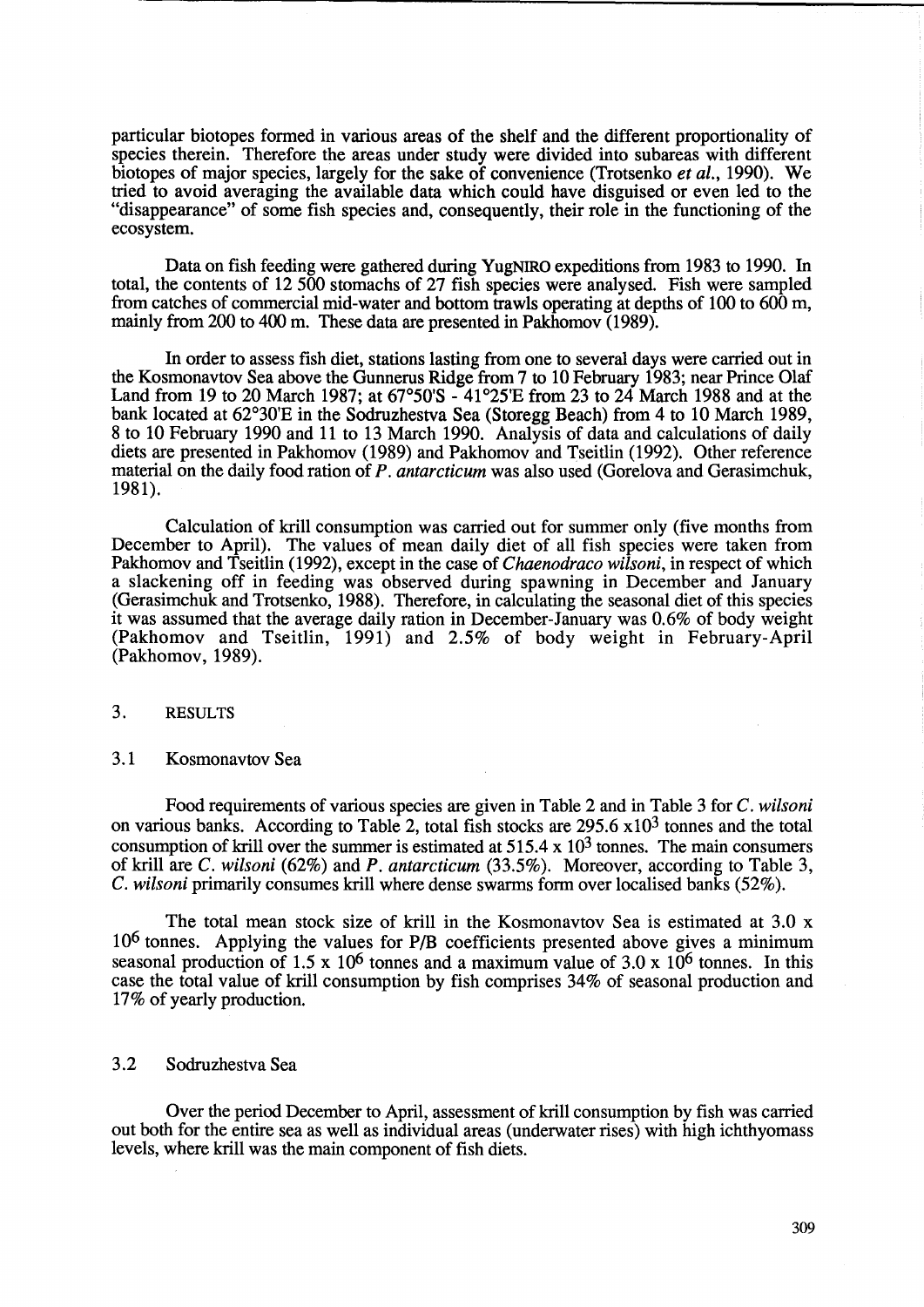particular biotopes formed in various areas of the shelf and the different proportionality of species therein. Therefore the areas under study were divided into subareas with different biotopes of major species, largely for the sake of convenience (Trotsenko *et al.*, 1990). We tried to avoid averaging the available data which could have disguised or even led to the "disappearance" of some fish species and, consequently, their role in the functioning of the ecosystem.

Data on fish feeding were gathered during YugNIRO expeditions from 1983 to 1990. In total, the contents of 12 500 stomachs of 27 fish species were analysed. Fish were sampled from catches of commercial mid-water and bottom trawls operating at depths of 100 to 600 m, mainly from 200 to 400 m. These data are presented in Pakhomov (1989).

In order to assess fish diet, stations lasting from one to several days were carried out in the Kosmonavtov Sea above the Gunnerus Ridge from 7 to 10 February 1983; near Prince Olaf Land from 19 to 20 March 1987; at 67°50'S - 41°25'E from 23 to 24 March 1988 and at the bank located at 62°30'E in the Sodruzhestva Sea (Storegg Beach) from 4 to 10 March 1989, 8 to 10 February 1990 and 11 to 13 March 1990. Analysis of data and calculations of daily diets are presented in Pakhomov (1989) and Pakhomov and Tseitlin (1992). Other reference material on the daily food ration of *P. antarcticum* was also used (Gorelova and Gerasimchuk, 1981).

Calculation of krill consumption was carried out for summer only (five months from December to April). The values of mean daily diet of all fish species were taken from Pakhomov and Tseitlin (1992), except in the case of *Chaenodraco wilsoni*, in respect of which a slackening off in feeding was observed during spawning in December and January (Gerasimchuk and Trotsenko, 1988). Therefore, in calculating the seasonal diet of this species it was assumed that the average daily ration in December-January was 0.6% of body weight (Pakhomov and Tseitlin, 1991) and 2.5% of body weight in February-April (Pakhomov, 1989).

## 3. RESULTS

### 3.1 Kosmonavtov Sea

Food requirements of various species are given in Table 2 and in Table 3 for *C. wilsoni* on various banks. According to Table 2, total fish stocks are $295.6 \times 10^3$ tonnes and the total consumption of krill over the summer is estimated at $515.4 \times 10^3$ tonnes. The main consumers of krill are *C. wilsoni* (62%) and *P. antarcticum* (33.5%). Moreover, according to Table 3, *C. wilsoni* primarily consumes krill where dense swarms form over localised banks (52%).

The total mean stock size of krill in the Kosmonavtov Sea is estimated at $3.0 \times 10^6$ tonnes. Applying the values for P/B coefficients presented above gives a minimum seasonal production of $1.5 \times 10^6$ tonnes and a maximum value of $3.0 \times 10^6$ tonnes. In this case the total value of krill consumption by fish comprises 34% of seasonal production and 17% of yearly production.

### 3.2 Sodruzhestva Sea

Over the period December to April, assessment of krill consumption by fish was carried out both for the entire sea as well as individual areas (underwater rises) with high ichthyomass levels, where krill was the main component of fish diets.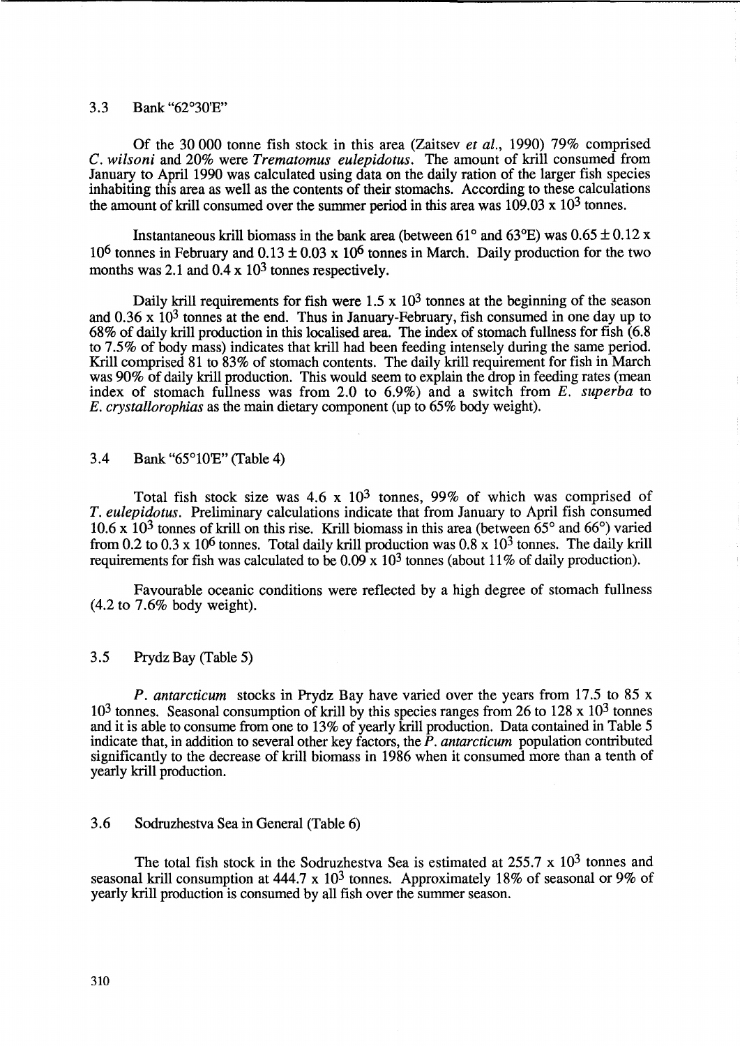### 3.3 Bank "62°30'E"

Of the 30 000 tonne fish stock in this area (Zaitsev *et al.*, 1990) 79% comprised *C. wilsoni* and 20% were *Trematomus eulepidotus*. The amount of krill consumed from January to April 1990 was calculated using data on the daily ration of the larger fish species inhabiting this area as well as the contents of their stomachs. According to these calculations the amount of krill consumed over the summer period in this area was $109.03 \times 10^3$ tonnes.

Instantaneous krill biomass in the bank area (between 61° and 63°E) was $0.65 \pm 0.12 \times 10^6$ tonnes in February and $0.13 \pm 0.03 \times 10^6$ tonnes in March. Daily production for the two months was 2.1 and $0.4 \times 10^3$ tonnes respectively.

Daily krill requirements for fish were $1.5 \times 10^3$ tonnes at the beginning of the season and $0.36 \times 10^3$ tonnes at the end. Thus in January-February, fish consumed in one day up to 68% of daily krill production in this localised area. The index of stomach fullness for fish (6.8 to 7.5% of body mass) indicates that krill had been feeding intensely during the same period. Krill comprised 81 to 83% of stomach contents. The daily krill requirement for fish in March was 90% of daily krill production. This would seem to explain the drop in feeding rates (mean index of stomach fullness was from 2.0 to 6.9%) and a switch from *E. superba* to *E. crystallorophias* as the main dietary component (up to 65% body weight).

### 3.4 Bank "65°10'E" (Table 4)

Total fish stock size was $4.6 \times 10^3$ tonnes, 99% of which was comprised of *T. eulepidotus*. Preliminary calculations indicate that from January to April fish consumed $10.6 \times 10^3$ tonnes of krill on this rise. Krill biomass in this area (between 65° and 66°) varied from 0.2 to $0.3 \times 10^6$ tonnes. Total daily krill production was $0.8 \times 10^3$ tonnes. The daily krill requirements for fish was calculated to be $0.09 \times 10^3$ tonnes (about 11% of daily production).

Favourable oceanic conditions were reflected by a high degree of stomach fullness (4.2 to 7.6% body weight).

### 3.5 Prydz Bay (Table 5)

*P. antarcticum* stocks in Prydz Bay have varied over the years from 17.5 to $85 \times 10^3$ tonnes. Seasonal consumption of krill by this species ranges from 26 to $128 \times 10^3$ tonnes and it is able to consume from one to 13% of yearly krill production. Data contained in Table 5 indicate that, in addition to several other key factors, the *P. antarcticum* population contributed significantly to the decrease of krill biomass in 1986 when it consumed more than a tenth of yearly krill production.

### 3.6 Sodruzhestva Sea in General (Table 6)

The total fish stock in the Sodruzhestva Sea is estimated at $255.7 \times 10^3$ tonnes and seasonal krill consumption at $444.7 \times 10^3$ tonnes. Approximately 18% of seasonal or 9% of yearly krill production is consumed by all fish over the summer season.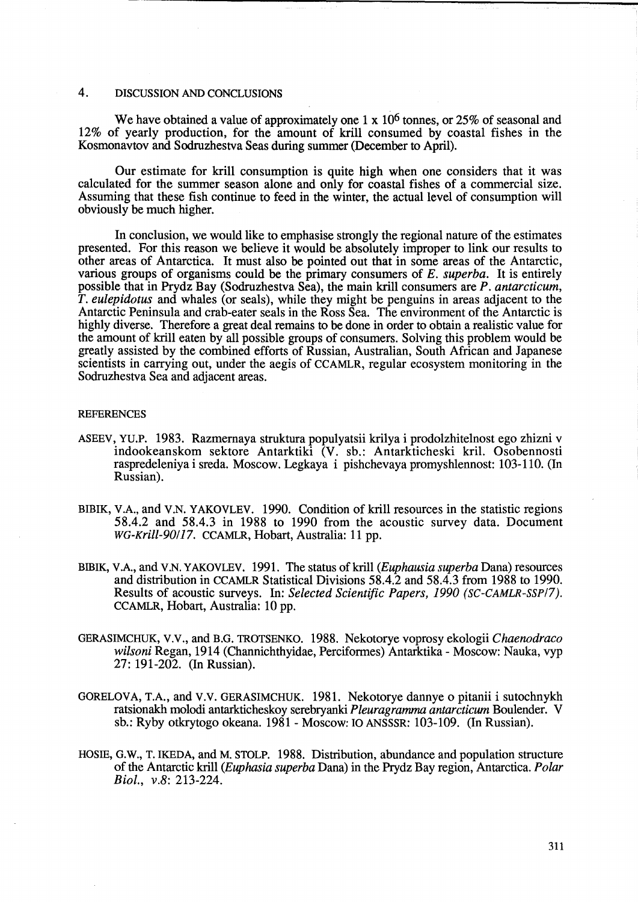## 4. DISCUSSION AND CONCLUSIONS

We have obtained a value of approximately one $1 \times 10^6$ tonnes, or 25% of seasonal and 12% of yearly production, for the amount of krill consumed by coastal fishes in the Kosmonavtov and Sodruzhestva Seas during summer (December to April).

Our estimate for krill consumption is quite high when one considers that it was calculated for the summer season alone and only for coastal fishes of a commercial size. Assuming that these fish continue to feed in the winter, the actual level of consumption will obviously be much higher.

In conclusion, we would like to emphasise strongly the regional nature of the estimates presented. For this reason we believe it would be absolutely improper to link our results to other areas of Antarctica. It must also be pointed out that in some areas of the Antarctic, various groups of organisms could be the primary consumers of *E. superba*. It is entirely possible that in Prydz Bay (Sodruzhestva Sea), the main krill consumers are *P. antarcticum*, *T. eulepidotus* and whales (or seals), while they might be penguins in areas adjacent to the Antarctic Peninsula and crab-eater seals in the Ross Sea. The environment of the Antarctic is highly diverse. Therefore a great deal remains to be done in order to obtain a realistic value for the amount of krill eaten by all possible groups of consumers. Solving this problem would be greatly assisted by the combined efforts of Russian, Australian, South African and Japanese scientists in carrying out, under the aegis of CCAMLR, regular ecosystem monitoring in the Sodruzhestva Sea and adjacent areas.

## REFERENCES

ASEEV, YU.P. 1983. Razmernaya struktura populyatsii krilya i prodolzhitelnost ego zhizni v indookeanskom sektore Antarktiki (V. sb.: Antarkticheski kril. Osobennosti raspredeleniya i sreda. Moscow. Legkaya i pishchevaya promyshlennost: 103-110. (In Russian).

BIBIK, V.A., and V.N. YAKOVLEV. 1990. Condition of krill resources in the statistic regions 58.4.2 and 58.4.3 in 1988 to 1990 from the acoustic survey data. Document *WG-Krill-90/17*. CCAMLR, Hobart, Australia: 11 pp.

BIBIK, V.A., and V.N. YAKOVLEV. 1991. The status of krill (*Euphausia superba* Dana) resources and distribution in CCAMLR Statistical Divisions 58.4.2 and 58.4.3 from 1988 to 1990. Results of acoustic surveys. In: *Selected Scientific Papers, 1990 (SC-CAMLR-SSP/7)*. CCAMLR, Hobart, Australia: 10 pp.

GERASIMCHUK, V.V., and B.G. TROTSENKO. 1988. Nekotorye voprosy ekologii *Chaenodraco wilsoni* Regan, 1914 (Channichthyidae, Perciformes) Antarktika - Moscow: Nauka, vyp 27: 191-202. (In Russian).

GORELOVA, T.A., and V.V. GERASIMCHUK. 1981. Nekotorye dannye o pitanii i sutochnykh ratsionakh molodi antarkticheskoy serebryanki *Pleuragramma antarcticum* Boulender. V sb.: Ryby otkrytogo okeana. 1981 - Moscow: IO ANSSSR: 103-109. (In Russian).

HOSIE, G.W., T. IKEDA, and M. STOLP. 1988. Distribution, abundance and population structure of the Antarctic krill (*Euphasia superba* Dana) in the Prydz Bay region, Antarctica. *Polar Biol., v.8*: 213-224.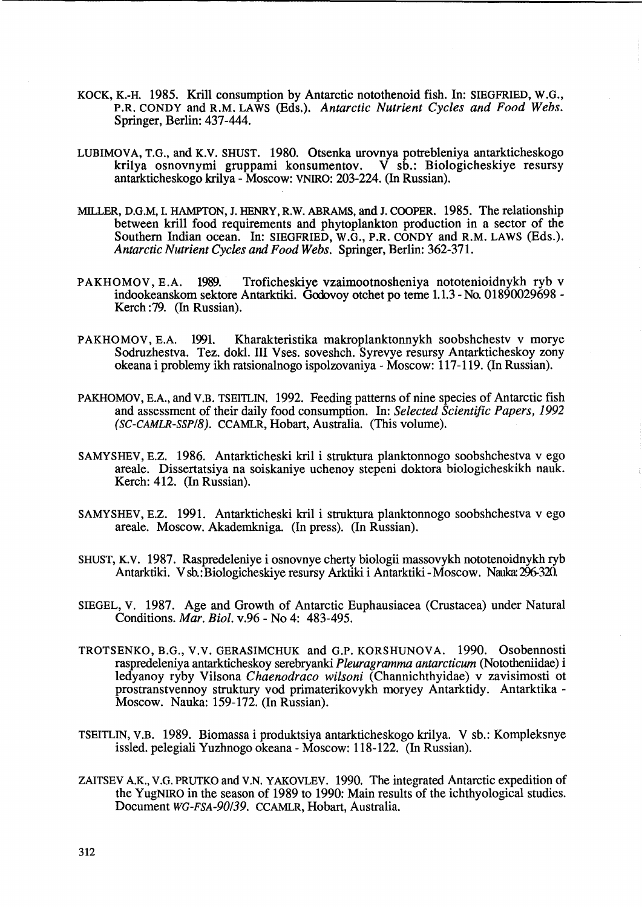KOCK, K.-H. 1985. Krill consumption by Antarctic notothenoid fish. In: SIEGFRIED, W.G., P.R. CONDY and R.M. LAWS (Eds.). *Antarctic Nutrient Cycles and Food Webs.* Springer, Berlin: 437-444.

LUBIMOVA, T.G., and K.V. SHUST. 1980. Otsenka urovnya potrebleniya antarkticheskogo krilya osnovnymi gruppami konsumentov. V sb.: Biologicheskiye resursy antarkticheskogo krilya - Moscow: VNIRO: 203-224. (In Russian).

MILLER, D.G.M, I. HAMPTON, J. HENRY, R.W. ABRAMS, and J. COOPER. 1985. The relationship between krill food requirements and phytoplankton production in a sector of the Southern Indian ocean. In: SIEGFRIED, W.G., P.R. CONDY and R.M. LAWS (Eds.). *Antarctic Nutrient Cycles and Food Webs.* Springer, Berlin: 362-371.

PAKHOMOV, E.A. 1989. Troficheskiye vzaimootnosheniya nototenioidnykh ryb v indookeanskom sektore Antarktiki. Godovoy otchet po teme 1.1.3 - No. 01890029698 - Kerch :79. (In Russian).

PAKHOMOV, E.A. 1991. Kharakteristika makroplanktonnykh soobshchestv v morye Sodruzhestva. Tez. dokl. III Vses. soveshch. Syrevye resursy Antarkticheskoy zony okeana i problemy ikh ratsionalnogo ispolzovaniya - Moscow: 117-119. (In Russian).

PAKHOMOV, E.A., and V.B. TSEITLIN. 1992. Feeding patterns of nine species of Antarctic fish and assessment of their daily food consumption. In: *Selected Scientific Papers, 1992 (SC-CAMLR-SSP/8).* CCAMLR, Hobart, Australia. (This volume).

SAMYSHEV, E.Z. 1986. Antarkticheski kril i struktura planktonnogo soobshchestva v ego areale. Dissertatsiya na soiskaniye uchenoy stepeni doktora biologicheskikh nauk. Kerch: 412. (In Russian).

SAMYSHEV, E.Z. 1991. Antarkticheski kril i struktura planktonnogo soobshchestva v ego areale. Moscow. Akademkniga. (In press). (In Russian).

SHUST, K.V. 1987. Raspredeleniye i osnovnye cherty biologii massovykh nototenoidnykh ryb Antarktiki. V sb.:Biologicheskiye resursy Arktiki i Antarktiki - Moscow. Nauka: 296-320.

SIEGEL, V. 1987. Age and Growth of Antarctic Euphausiacea (Crustacea) under Natural Conditions. *Mar. Biol.* v.96 - No 4: 483-495.

TROTSENKO, B.G., V.V. GERASIMCHUK and G.P. KORSHUNOVA. 1990. Osobennosti raspredeleniya antarkticheskoy serebryanki *Pleuragramma antarcticum* (Nototheniidae) i ledyanoy ryby Vilsona *Chaenodraco wilsoni* (Channichthyidae) v zavisimosti ot prostranstvennoy struktury vod primaterikovykh moryey Antarktidy. Antarktika - Moscow. Nauka: 159-172. (In Russian).

TSEITLIN, V.B. 1989. Biomassa i produktsiya antarkticheskogo krilya. V sb.: Kompleksnye issled. pelegiali Yuzhnogo okeana - Moscow: 118-122. (In Russian).

ZAITSEV A.K., V.G. PRUTKO and V.N. YAKOVLEV. 1990. The integrated Antarctic expedition of the YugNIRO in the season of 1989 to 1990: Main results of the ichthyological studies. Document *WG-FSA-90/39.* CCAMLR, Hobart, Australia.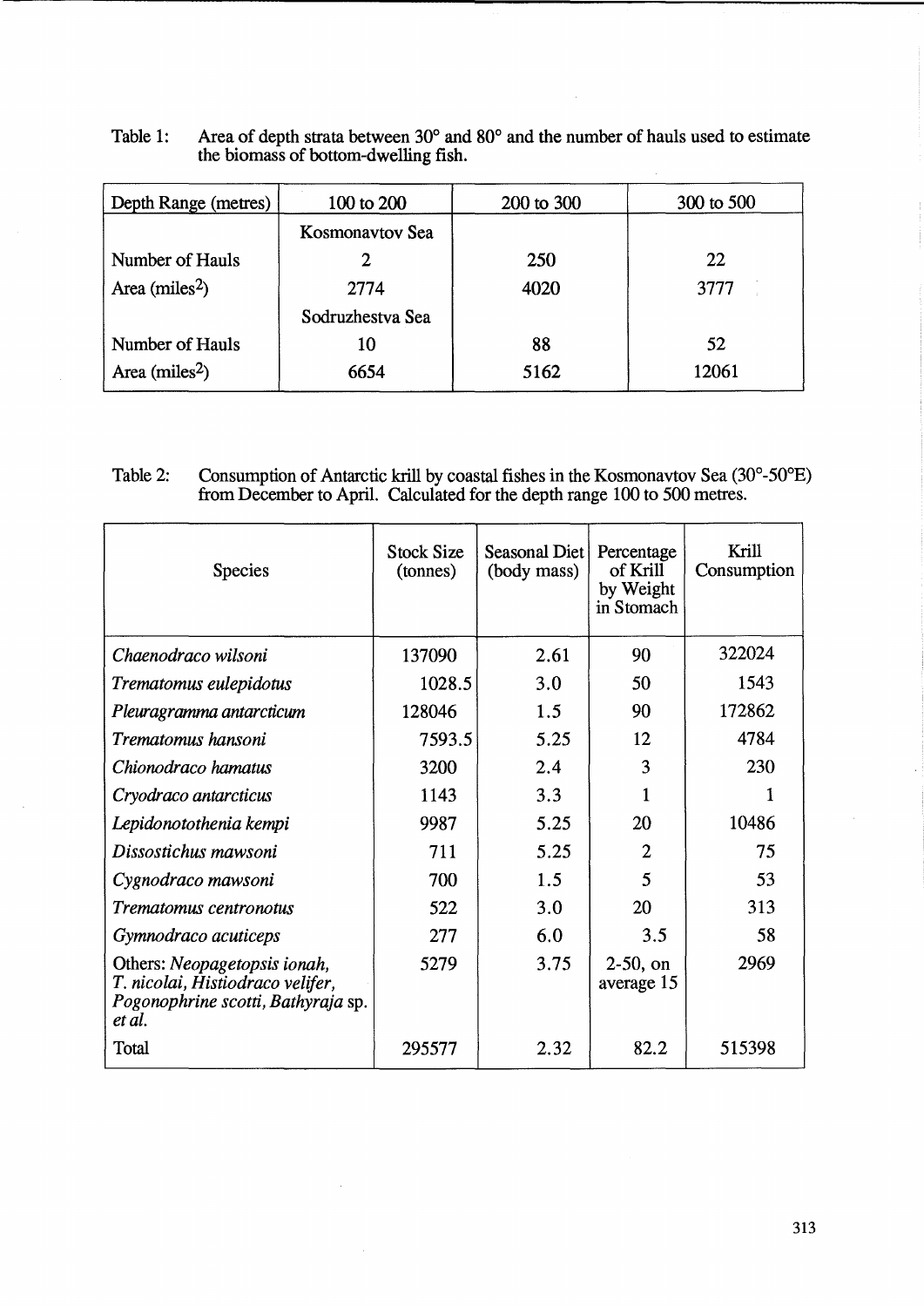Table 1: Area of depth strata between 30° and 80° and the number of hauls used to estimate the biomass of bottom-dwelling fish.

| Depth Range (metres) | 100 to 200 | 200 to 300 | 300 to 500 |
|---|---|---|---|
| | Kosmonavtov Sea | | |
| Number of Hauls | 2 | 250 | 22 |
| Area (miles$^2$) | 2774 | 4020 | 3777 |
| | Sodruzhestva Sea | | |
| Number of Hauls | 10 | 88 | 52 |
| Area (miles$^2$) | 6654 | 5162 | 12061 |

Table 2: Consumption of Antarctic krill by coastal fishes in the Kosmonavtov Sea (30°-50°E) from December to April. Calculated for the depth range 100 to 500 metres.

| Species | Stock Size (tonnes) | Seasonal Diet (body mass) | Percentage of Krill by Weight in Stomach | Krill Consumption |
|---|---|---|---|---|
| *Chaenodraco wilsoni* | 137090 | 2.61 | 90 | 322024 |
| *Trematomus eulepidotus* | 1028.5 | 3.0 | 50 | 1543 |
| *Pleuragramma antarcticum* | 128046 | 1.5 | 90 | 172862 |
| *Trematomus hansoni* | 7593.5 | 5.25 | 12 | 4784 |
| *Chionodraco hamatus* | 3200 | 2.4 | 3 | 230 |
| *Cryodraco antarcticus* | 1143 | 3.3 | 1 | 1 |
| *Lepidonotothenia kempi* | 9987 | 5.25 | 20 | 10486 |
| *Dissostichus mawsoni* | 711 | 5.25 | 2 | 75 |
| *Cygnodraco mawsoni* | 700 | 1.5 | 5 | 53 |
| *Trematomus centronotus* | 522 | 3.0 | 20 | 313 |
| *Gymnodraco acuticeps* | 277 | 6.0 | 3.5 | 58 |
| Others: *Neopagetopsis ionah, T. nicolai, Histiodraco velifer, Pogonophrine scotti, Bathyraja* sp. *et al.* | 5279 | 3.75 | 2-50, on average 15 | 2969 |
| Total | 295577 | 2.32 | 82.2 | 515398 |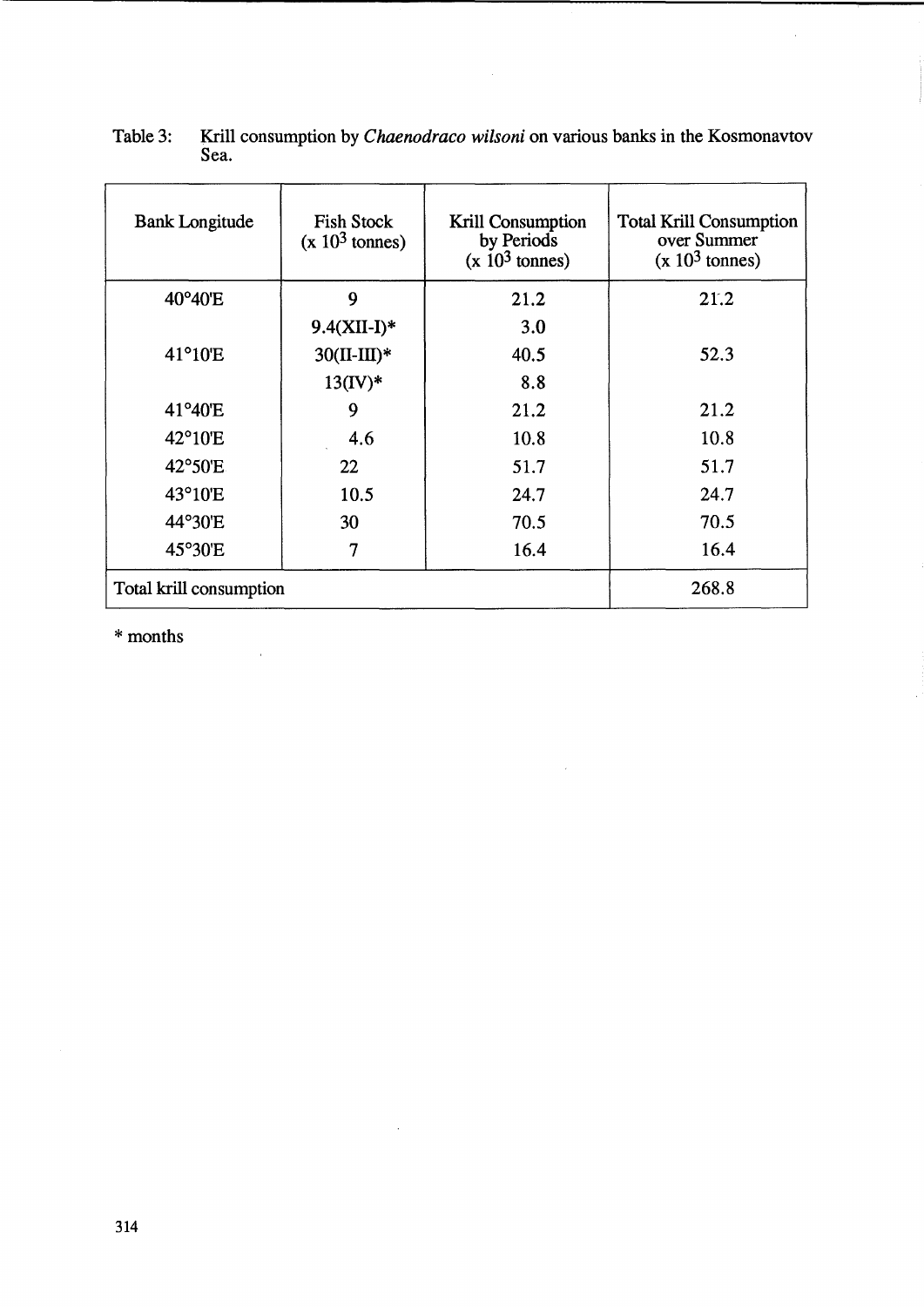Table 3: Krill consumption by *Chaenodraco wilsoni* on various banks in the Kosmonavtov Sea.

| Bank Longitude | Fish Stock ($x\ 10^3$ tonnes) | Krill Consumption by Periods ($x\ 10^3$ tonnes) | Total Krill Consumption over Summer ($x\ 10^3$ tonnes) |
|---|---|---|---|
| 40°40'E | 9 | 21.2 | 21.2 |
| | 9.4(XII-I)* | 3.0 | |
| 41°10'E | 30(II-III)* | 40.5 | 52.3 |
| | 13(IV)* | 8.8 | |
| 41°40'E | 9 | 21.2 | 21.2 |
| 42°10'E | 4.6 | 10.8 | 10.8 |
| 42°50'E | 22 | 51.7 | 51.7 |
| 43°10'E | 10.5 | 24.7 | 24.7 |
| 44°30'E | 30 | 70.5 | 70.5 |
| 45°30'E | 7 | 16.4 | 16.4 |
| Total krill consumption | | | 268.8 |

\* months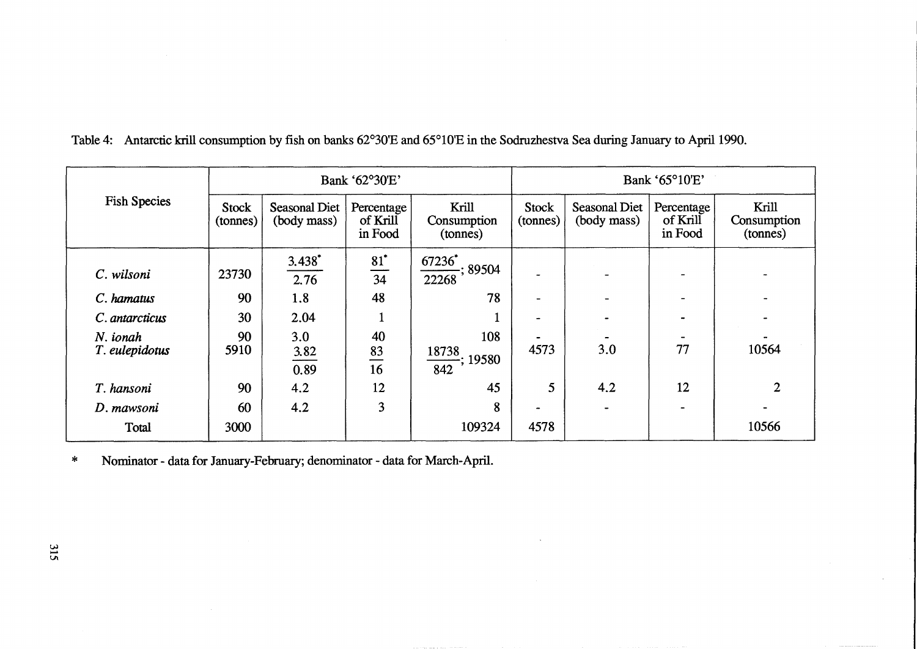Table 4: Antarctic krill consumption by fish on banks 62°30'E and 65°10'E in the Sodruzhestva Sea during January to April 1990.

| Fish Species | Bank '62°30'E' | | | | Bank '65°10'E' | | | |
|---|---|---|---|---|---|---|---|---|
| | Stock (tonnes) | Seasonal Diet (body mass) | Percentage of Krill in Food | Krill Consumption (tonnes) | Stock (tonnes) | Seasonal Diet (body mass) | Percentage of Krill in Food | Krill Consumption (tonnes) |
| *C. wilsoni* | 23730 | 3.438* / 2.76 | 81* / 34 | 67236* / 22268 ; 89504 | - | - | - | - |
| *C. hamatus* | 90 | 1.8 | 48 | 78 | - | - | - | - |
| *C. antarcticus* | 30 | 2.04 | 1 | 1 | - | - | - | - |
| *N. ionah* | 90 | 3.0 | 40 | 108 | - | - | - | - |
| *T. eulepidotus* | 5910 | 3.82 / 0.89 | 83 / 16 | 18738 / 842 ; 19580 | 4573 | 3.0 | 77 | 10564 |
| *T. hansoni* | 90 | 4.2 | 12 | 45 | 5 | 4.2 | 12 | 2 |
| *D. mawsoni* | 60 | 4.2 | 3 | 8 | - | - | - | - |
| Total | 3000 | | | 109324 | 4578 | | | 10566 |

\* Nominator - data for January-February; denominator - data for March-April.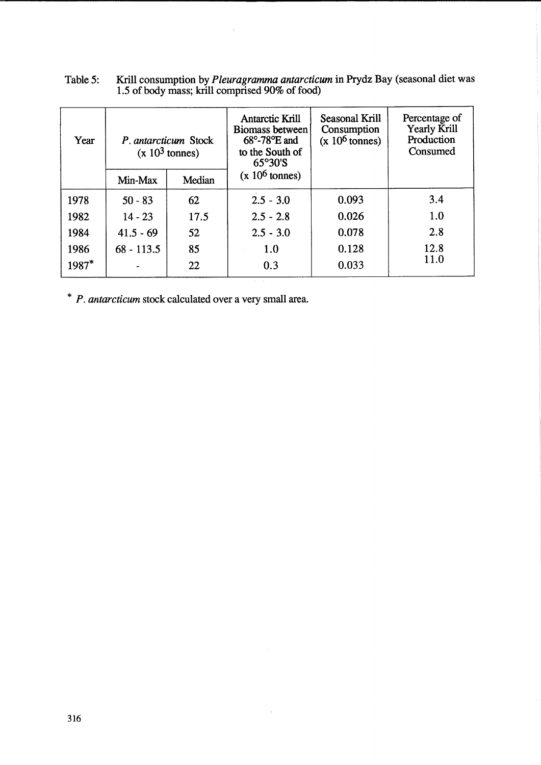Table 5: Krill consumption by *Pleuragramma antarcticum* in Prydz Bay (seasonal diet was 1.5 of body mass; krill comprised 90% of food)

| Year | *P. antarcticum* Stock ($x\ 10^3$ tonnes) | | Antarctic Krill Biomass between 68°-78°E and to the South of 65°30'S ($x\ 10^6$ tonnes) | Seasonal Krill Consumption ($x\ 10^6$ tonnes) | Percentage of Yearly Krill Production Consumed |
|---|---|---|---|---|---|
| | Min-Max | Median | | | |
| 1978 | 50 - 83 | 62 | 2.5 - 3.0 | 0.093 | 3.4 |
| 1982 | 14 - 23 | 17.5 | 2.5 - 2.8 | 0.026 | 1.0 |
| 1984 | 41.5 - 69 | 52 | 2.5 - 3.0 | 0.078 | 2.8 |
| 1986 | 68 - 113.5 | 85 | 1.0 | 0.128 | 12.8 |
| 1987* | - | 22 | 0.3 | 0.033 | 11.0 |

\* *P. antarcticum* stock calculated over a very small area.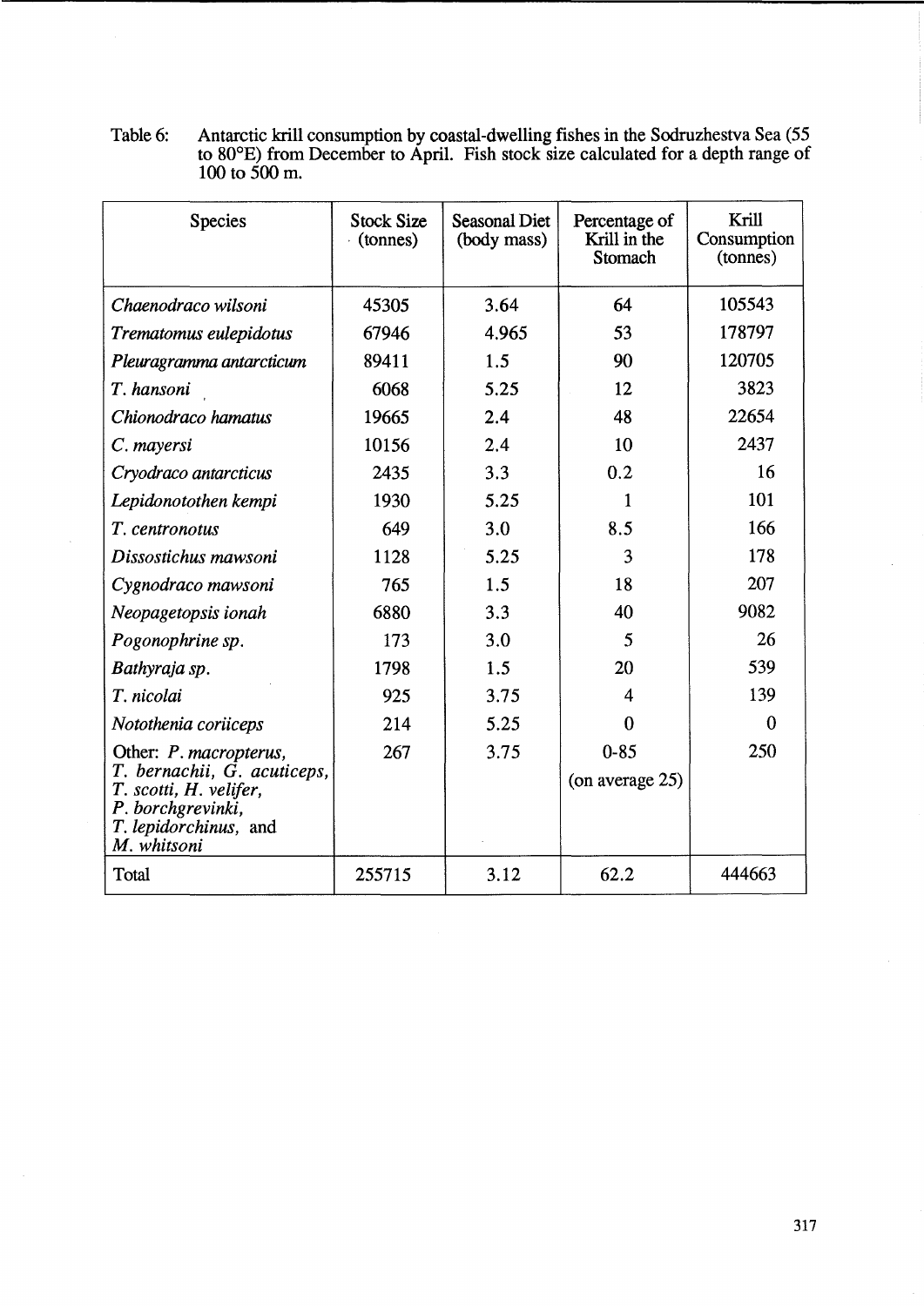Table 6: Antarctic krill consumption by coastal-dwelling fishes in the Sodruzhestva Sea (55 to 80°E) from December to April. Fish stock size calculated for a depth range of 100 to 500 m.

| Species | Stock Size (tonnes) | Seasonal Diet (body mass) | Percentage of Krill in the Stomach | Krill Consumption (tonnes) |
|---|---|---|---|---|
| *Chaenodraco wilsoni* | 45305 | 3.64 | 64 | 105543 |
| *Trematomus eulepidotus* | 67946 | 4.965 | 53 | 178797 |
| *Pleuragramma antarcticum* | 89411 | 1.5 | 90 | 120705 |
| *T. hansoni* | 6068 | 5.25 | 12 | 3823 |
| *Chionodraco hamatus* | 19665 | 2.4 | 48 | 22654 |
| *C. mayersi* | 10156 | 2.4 | 10 | 2437 |
| *Cryodraco antarcticus* | 2435 | 3.3 | 0.2 | 16 |
| *Lepidonotothen kempi* | 1930 | 5.25 | 1 | 101 |
| *T. centronotus* | 649 | 3.0 | 8.5 | 166 |
| *Dissostichus mawsoni* | 1128 | 5.25 | 3 | 178 |
| *Cygnodraco mawsoni* | 765 | 1.5 | 18 | 207 |
| *Neopagetopsis ionah* | 6880 | 3.3 | 40 | 9082 |
| *Pogonophrine sp.* | 173 | 3.0 | 5 | 26 |
| *Bathyraja sp.* | 1798 | 1.5 | 20 | 539 |
| *T. nicolai* | 925 | 3.75 | 4 | 139 |
| *Notothenia coriiceps* | 214 | 5.25 | 0 | 0 |
| Other: *P. macropterus, T. bernachii, G. acuticeps, T. scotti, H. velifer, P. borchgrevinki, T. lepidorchinus,* and *M. whitsoni* | 267 | 3.75 | 0-85 (on average 25) | 250 |
| Total | 255715 | 3.12 | 62.2 | 444663 |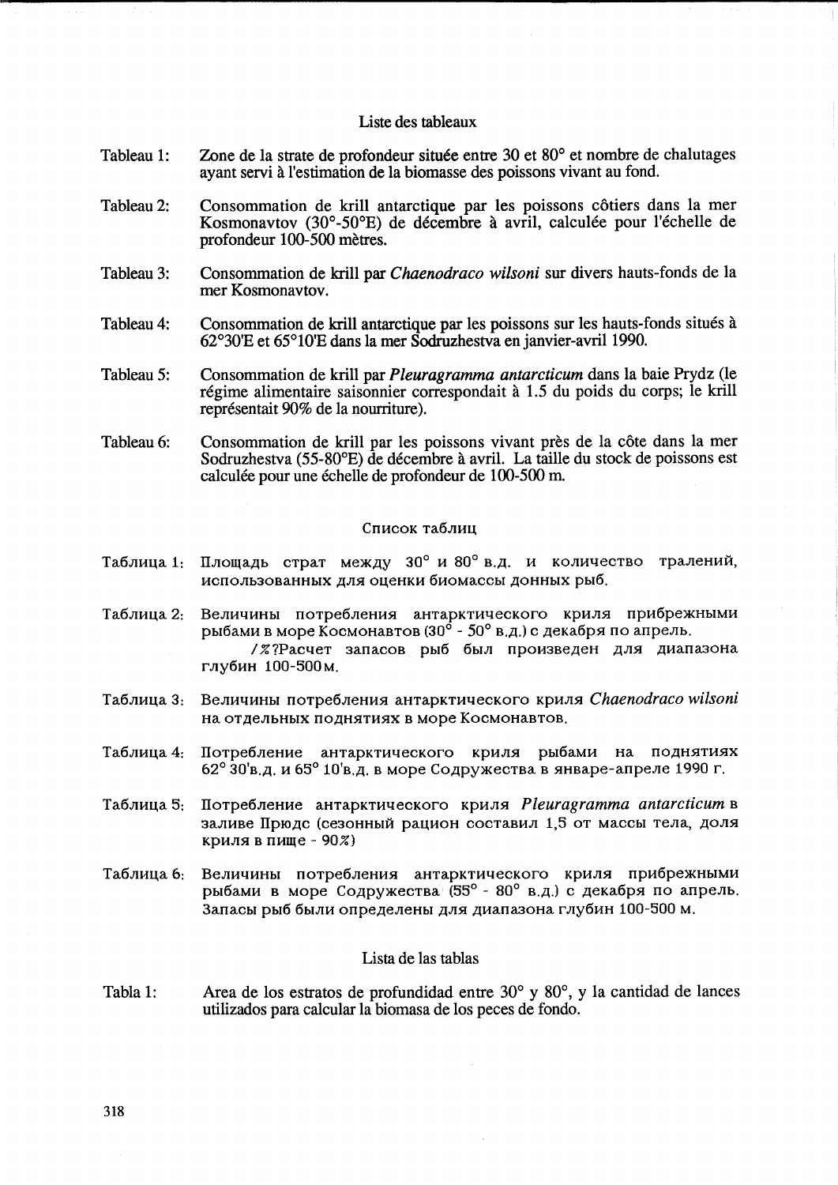## Liste des tableaux

Tableau 1: Zone de la strate de profondeur située entre 30 et 80° et nombre de chalutages ayant servi à l'estimation de la biomasse des poissons vivant au fond.

Tableau 2: Consommation de krill antarctique par les poissons côtiers dans la mer Kosmonavtov (30°-50°E) de décembre à avril, calculée pour l'échelle de profondeur 100-500 mètres.

Tableau 3: Consommation de krill par *Chaenodraco wilsoni* sur divers hauts-fonds de la mer Kosmonavtov.

Tableau 4: Consommation de krill antarctique par les poissons sur les hauts-fonds situés à 62°30'E et 65°10'E dans la mer Sodruzhestva en janvier-avril 1990.

Tableau 5: Consommation de krill par *Pleuragramma antarcticum* dans la baie Prydz (le régime alimentaire saisonnier correspondait à 1.5 du poids du corps; le krill représentait 90% de la nourriture).

Tableau 6: Consommation de krill par les poissons vivant près de la côte dans la mer Sodruzhestva (55-80°E) de décembre à avril. La taille du stock de poissons est calculée pour une échelle de profondeur de 100-500 m.

## Список таблиц

Таблица 1: Площадь страт между 30° и 80° в.д. и количество тралений, использованных для оценки биомассы донных рыб.

Таблица 2: Величины потребления антарктического криля прибрежными рыбами в море Космонавтов (30° - 50° в.д.) с декабря по апрель. /%?Расчет запасов рыб был произведен для диапазона глубин 100-500м.

Таблица 3: Величины потребления антарктического криля *Chaenodraco wilsoni* на отдельных поднятиях в море Космонавтов.

Таблица 4: Потребление антарктического криля рыбами на поднятиях 62° 30'в.д. и 65° 10'в.д. в море Содружества в январе-апреле 1990 г.

Таблица 5: Потребление антарктического криля *Pleuragramma antarcticum* в заливе Прюдс (сезонный рацион составил 1,5 от массы тела, доля криля в пище - 90%)

Таблица 6: Величины потребления антарктического криля прибрежными рыбами в море Содружества (55° - 80° в.д.) с декабря по апрель. Запасы рыб были определены для диапазона глубин 100-500 м.

## Lista de las tablas

Tabla 1: Area de los estratos de profundidad entre 30° y 80°, y la cantidad de lances utilizados para calcular la biomasa de los peces de fondo.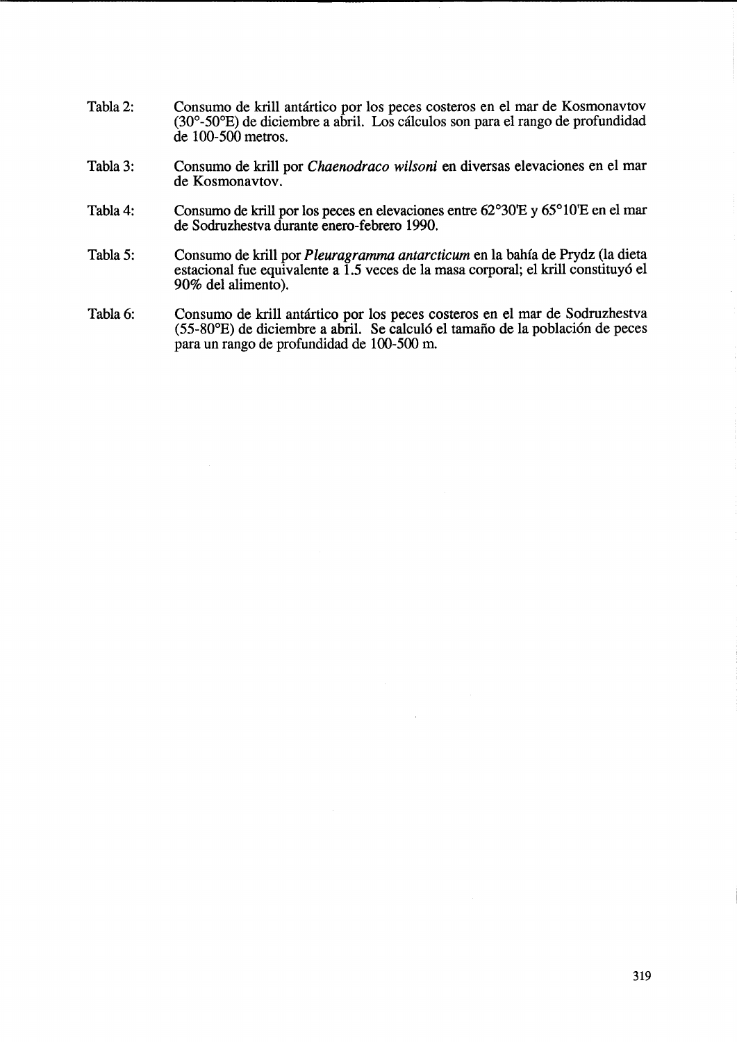Tabla 2: Consumo de krill antártico por los peces costeros en el mar de Kosmonavtov (30°-50°E) de diciembre a abril. Los cálculos son para el rango de profundidad de 100-500 metros.

Tabla 3: Consumo de krill por *Chaenodraco wilsoni* en diversas elevaciones en el mar de Kosmonavtov.

Tabla 4: Consumo de krill por los peces en elevaciones entre 62°30'E y 65°10'E en el mar de Sodruzhestva durante enero-febrero 1990.

Tabla 5: Consumo de krill por *Pleuragramma antarcticum* en la bahía de Prydz (la dieta estacional fue equivalente a 1.5 veces de la masa corporal; el krill constituyó el 90% del alimento).

Tabla 6: Consumo de krill antártico por los peces costeros en el mar de Sodruzhestva (55-80°E) de diciembre a abril. Se calculó el tamaño de la población de peces para un rango de profundidad de 100-500 m.